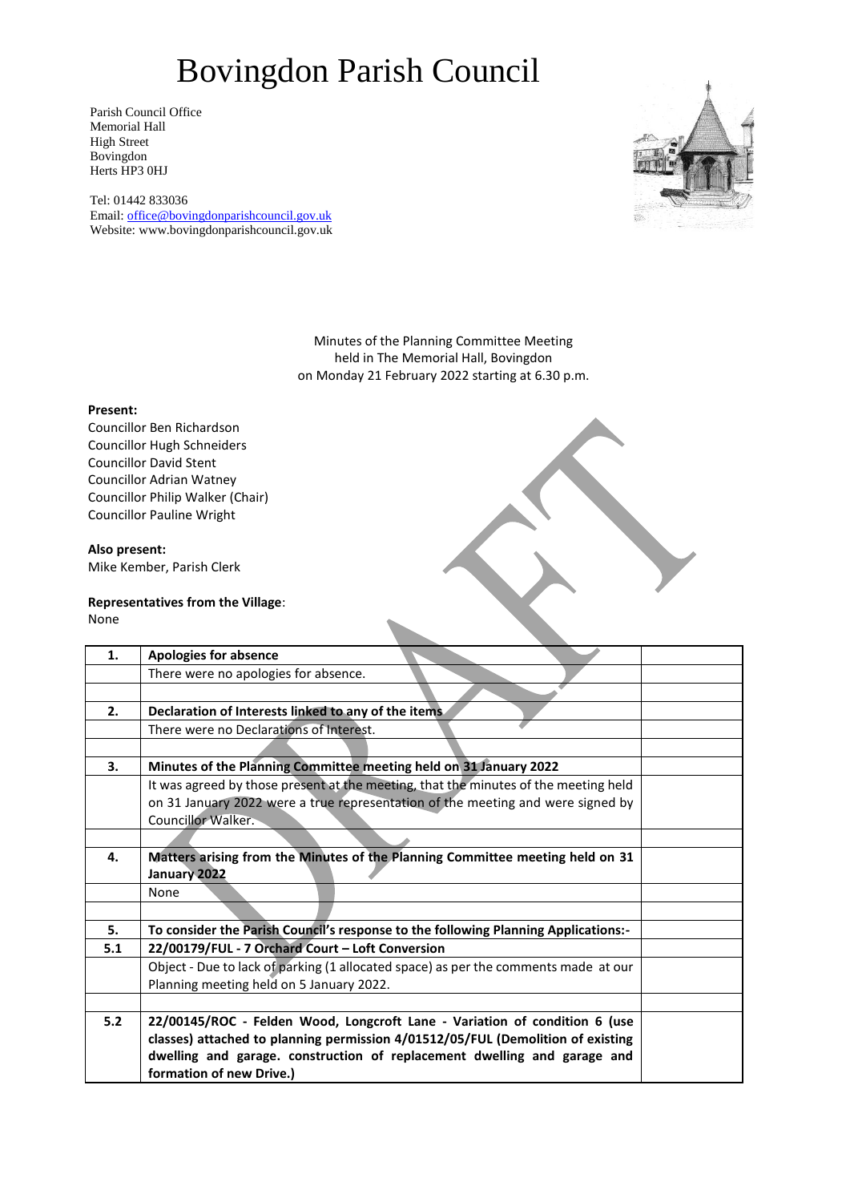# Bovingdon Parish Council

Parish Council Office
Memorial Hall
High Street
Bovingdon
Herts HP3 0HJ

Tel: 01442 833036
Email: office@bovingdonparishcouncil.gov.uk
Website: www.bovingdonparishcouncil.gov.uk

Minutes of the Planning Committee Meeting
held in The Memorial Hall, Bovingdon
on Monday 21 February 2022 starting at 6.30 p.m.

**Present:**
Councillor Ben Richardson
Councillor Hugh Schneiders
Councillor David Stent
Councillor Adrian Watney
Councillor Philip Walker (Chair)
Councillor Pauline Wright

**Also present:**
Mike Kember, Parish Clerk

**Representatives from the Village**:
None

| | | |
|---|---|---|
| **1.** | **Apologies for absence** | |
| | There were no apologies for absence. | |
| | | |
| **2.** | **Declaration of Interests linked to any of the items** | |
| | There were no Declarations of Interest. | |
| | | |
| **3.** | **Minutes of the Planning Committee meeting held on 31 January 2022** | |
| | It was agreed by those present at the meeting, that the minutes of the meeting held on 31 January 2022 were a true representation of the meeting and were signed by Councillor Walker. | |
| | | |
| **4.** | **Matters arising from the Minutes of the Planning Committee meeting held on 31 January 2022** | |
| | None | |
| | | |
| **5.** | **To consider the Parish Council's response to the following Planning Applications:-** | |
| **5.1** | **22/00179/FUL - 7 Orchard Court – Loft Conversion** | |
| | Object - Due to lack of parking (1 allocated space) as per the comments made at our Planning meeting held on 5 January 2022. | |
| | | |
| **5.2** | **22/00145/ROC - Felden Wood, Longcroft Lane - Variation of condition 6 (use classes) attached to planning permission 4/01512/05/FUL (Demolition of existing dwelling and garage. construction of replacement dwelling and garage and formation of new Drive.)** | |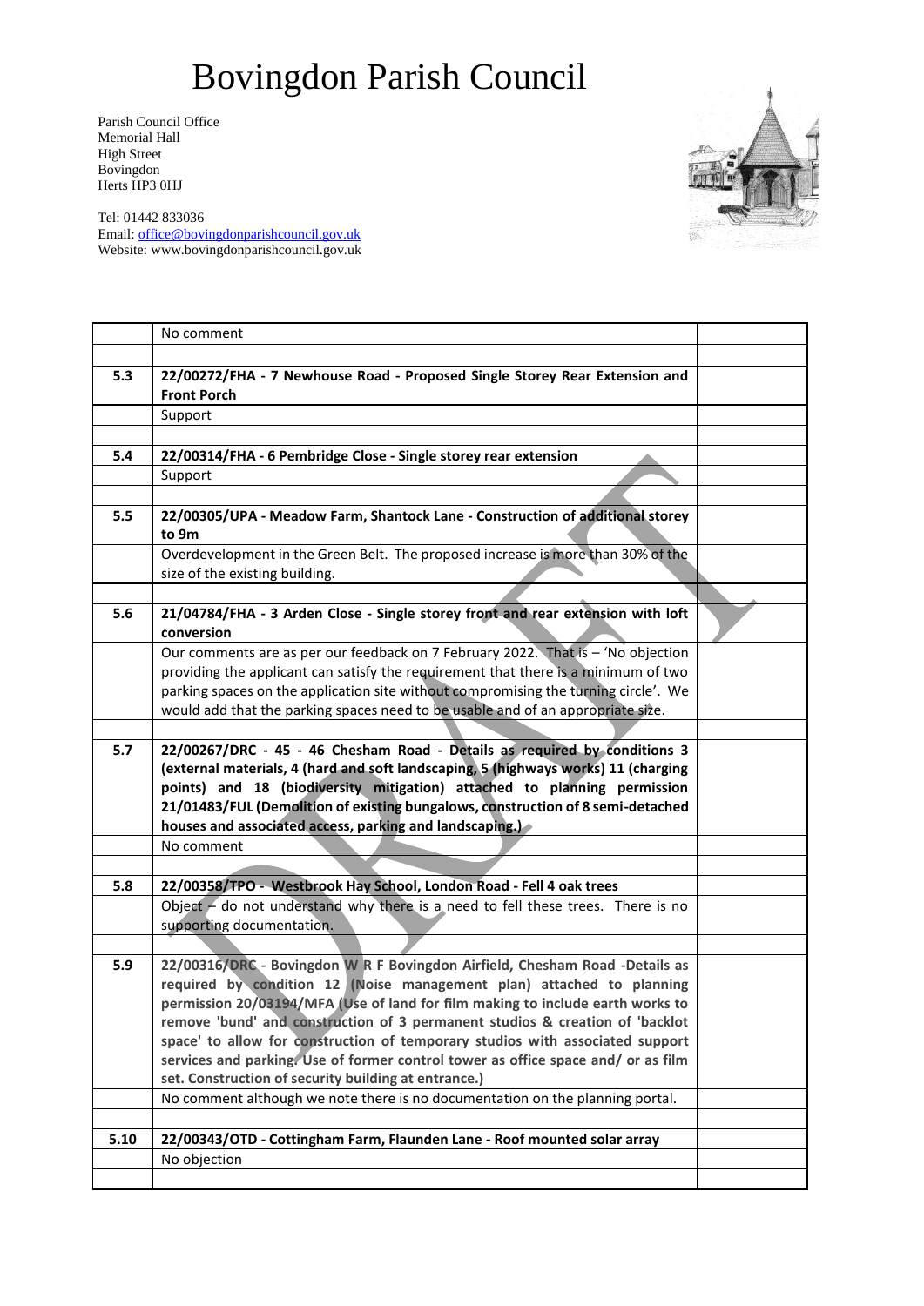# Bovingdon Parish Council

Parish Council Office
Memorial Hall
High Street
Bovingdon
Herts HP3 0HJ

Tel: 01442 833036
Email: office@bovingdonparishcouncil.gov.uk
Website: www.bovingdonparishcouncil.gov.uk

| | | |
|---|---|---|
| | No comment | |
| | | |
| **5.3** | **22/00272/FHA - 7 Newhouse Road - Proposed Single Storey Rear Extension and Front Porch** | |
| | Support | |
| | | |
| **5.4** | **22/00314/FHA - 6 Pembridge Close - Single storey rear extension** | |
| | Support | |
| | | |
| **5.5** | **22/00305/UPA - Meadow Farm, Shantock Lane - Construction of additional storey to 9m** | |
| | Overdevelopment in the Green Belt. The proposed increase is more than 30% of the size of the existing building. | |
| | | |
| **5.6** | **21/04784/FHA - 3 Arden Close - Single storey front and rear extension with loft conversion** | |
| | Our comments are as per our feedback on 7 February 2022. That is – 'No objection providing the applicant can satisfy the requirement that there is a minimum of two parking spaces on the application site without compromising the turning circle'. We would add that the parking spaces need to be usable and of an appropriate size. | |
| | | |
| **5.7** | **22/00267/DRC - 45 - 46 Chesham Road - Details as required by conditions 3 (external materials, 4 (hard and soft landscaping, 5 (highways works) 11 (charging points) and 18 (biodiversity mitigation) attached to planning permission 21/01483/FUL (Demolition of existing bungalows, construction of 8 semi-detached houses and associated access, parking and landscaping.)** | |
| | No comment | |
| | | |
| **5.8** | **22/00358/TPO - Westbrook Hay School, London Road - Fell 4 oak trees** | |
| | Object – do not understand why there is a need to fell these trees. There is no supporting documentation. | |
| | | |
| **5.9** | **22/00316/DRC - Bovingdon W R F Bovingdon Airfield, Chesham Road -Details as required by condition 12 (Noise management plan) attached to planning permission 20/03194/MFA (Use of land for film making to include earth works to remove 'bund' and construction of 3 permanent studios & creation of 'backlot space' to allow for construction of temporary studios with associated support services and parking. Use of former control tower as office space and/ or as film set. Construction of security building at entrance.)** | |
| | No comment although we note there is no documentation on the planning portal. | |
| | | |
| **5.10** | **22/00343/OTD - Cottingham Farm, Flaunden Lane - Roof mounted solar array** | |
| | No objection | |
| | | |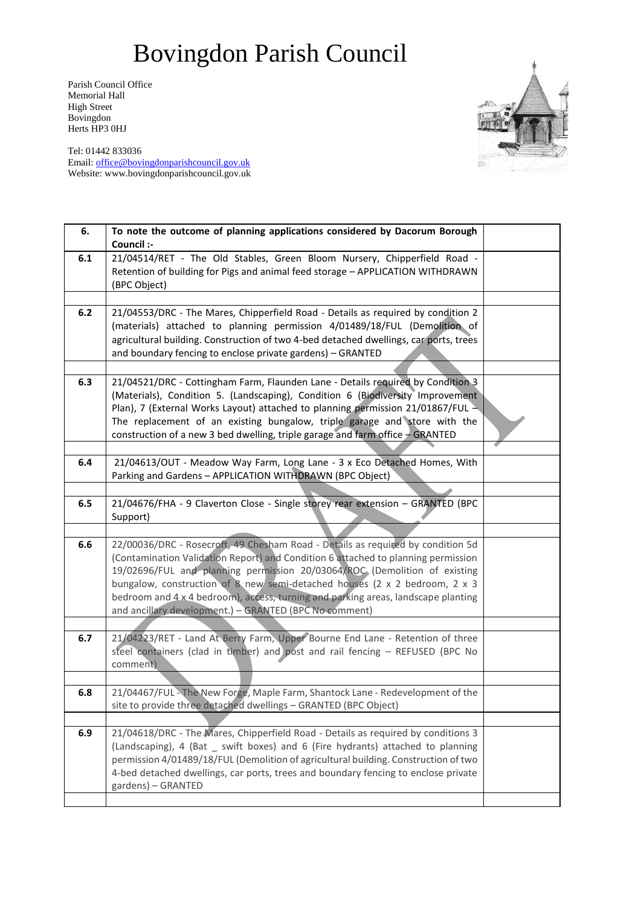# Bovingdon Parish Council

Parish Council Office
Memorial Hall
High Street
Bovingdon
Herts HP3 0HJ

Tel: 01442 833036
Email: office@bovingdonparishcouncil.gov.uk
Website: www.bovingdonparishcouncil.gov.uk

| 6. | **To note the outcome of planning applications considered by Dacorum Borough Council :-** | |
|---|---|---|
| 6.1 | 21/04514/RET - The Old Stables, Green Bloom Nursery, Chipperfield Road - Retention of building for Pigs and animal feed storage – APPLICATION WITHDRAWN (BPC Object) | |
| | | |
| 6.2 | 21/04553/DRC - The Mares, Chipperfield Road - Details as required by condition 2 (materials) attached to planning permission 4/01489/18/FUL (Demolition of agricultural building. Construction of two 4-bed detached dwellings, car ports, trees and boundary fencing to enclose private gardens) – GRANTED | |
| | | |
| 6.3 | 21/04521/DRC - Cottingham Farm, Flaunden Lane - Details required by Condition 3 (Materials), Condition 5. (Landscaping), Condition 6 (Biodiversity Improvement Plan), 7 (External Works Layout) attached to planning permission 21/01867/FUL – The replacement of an existing bungalow, triple garage and store with the construction of a new 3 bed dwelling, triple garage and farm office – GRANTED | |
| | | |
| 6.4 | 21/04613/OUT - Meadow Way Farm, Long Lane - 3 x Eco Detached Homes, With Parking and Gardens – APPLICATION WITHDRAWN (BPC Object) | |
| | | |
| 6.5 | 21/04676/FHA - 9 Claverton Close - Single storey rear extension – GRANTED (BPC Support) | |
| | | |
| 6.6 | 22/00036/DRC - Rosecroft, 49 Chesham Road - Details as required by condition 5d (Contamination Validation Report) and Condition 6 attached to planning permission 19/02696/FUL and planning permission 20/03064/ROC (Demolition of existing bungalow, construction of 8 new semi-detached houses (2 x 2 bedroom, 2 x 3 bedroom and 4 x 4 bedroom), access, turning and parking areas, landscape planting and ancillary development.) – GRANTED (BPC No comment) | |
| | | |
| 6.7 | 21/04223/RET - Land At Berry Farm, Upper Bourne End Lane - Retention of three steel containers (clad in timber) and post and rail fencing – REFUSED (BPC No comment) | |
| | | |
| 6.8 | 21/04467/FUL - The New Forge, Maple Farm, Shantock Lane - Redevelopment of the site to provide three detached dwellings – GRANTED (BPC Object) | |
| | | |
| 6.9 | 21/04618/DRC - The Mares, Chipperfield Road - Details as required by conditions 3 (Landscaping), 4 (Bat _ swift boxes) and 6 (Fire hydrants) attached to planning permission 4/01489/18/FUL (Demolition of agricultural building. Construction of two 4-bed detached dwellings, car ports, trees and boundary fencing to enclose private gardens) – GRANTED | |
| | | |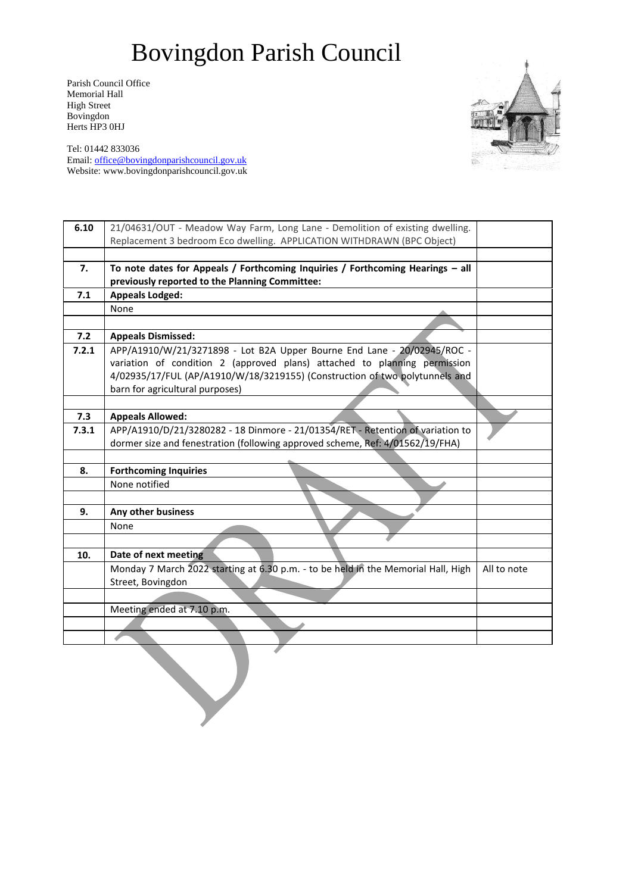# Bovingdon Parish Council

Parish Council Office
Memorial Hall
High Street
Bovingdon
Herts HP3 0HJ

Tel: 01442 833036
Email: office@bovingdonparishcouncil.gov.uk
Website: www.bovingdonparishcouncil.gov.uk

| | | |
|---|---|---|
| **6.10** | 21/04631/OUT - Meadow Way Farm, Long Lane - Demolition of existing dwelling. Replacement 3 bedroom Eco dwelling. APPLICATION WITHDRAWN (BPC Object) | |
| | | |
| **7.** | **To note dates for Appeals / Forthcoming Inquiries / Forthcoming Hearings – all previously reported to the Planning Committee:** | |
| **7.1** | **Appeals Lodged:** | |
| | None | |
| | | |
| **7.2** | **Appeals Dismissed:** | |
| **7.2.1** | APP/A1910/W/21/3271898 - Lot B2A Upper Bourne End Lane - 20/02945/ROC - variation of condition 2 (approved plans) attached to planning permission 4/02935/17/FUL (AP/A1910/W/18/3219155) (Construction of two polytunnels and barn for agricultural purposes) | |
| | | |
| **7.3** | **Appeals Allowed:** | |
| **7.3.1** | APP/A1910/D/21/3280282 - 18 Dinmore - 21/01354/RET - Retention of variation to dormer size and fenestration (following approved scheme, Ref: 4/01562/19/FHA) | |
| | | |
| **8.** | **Forthcoming Inquiries** | |
| | None notified | |
| | | |
| **9.** | **Any other business** | |
| | None | |
| | | |
| **10.** | **Date of next meeting** | |
| | Monday 7 March 2022 starting at 6.30 p.m. - to be held in the Memorial Hall, High Street, Bovingdon | All to note |
| | | |
| | Meeting ended at 7.10 p.m. | |
| | | |
| | | |

DRAFT